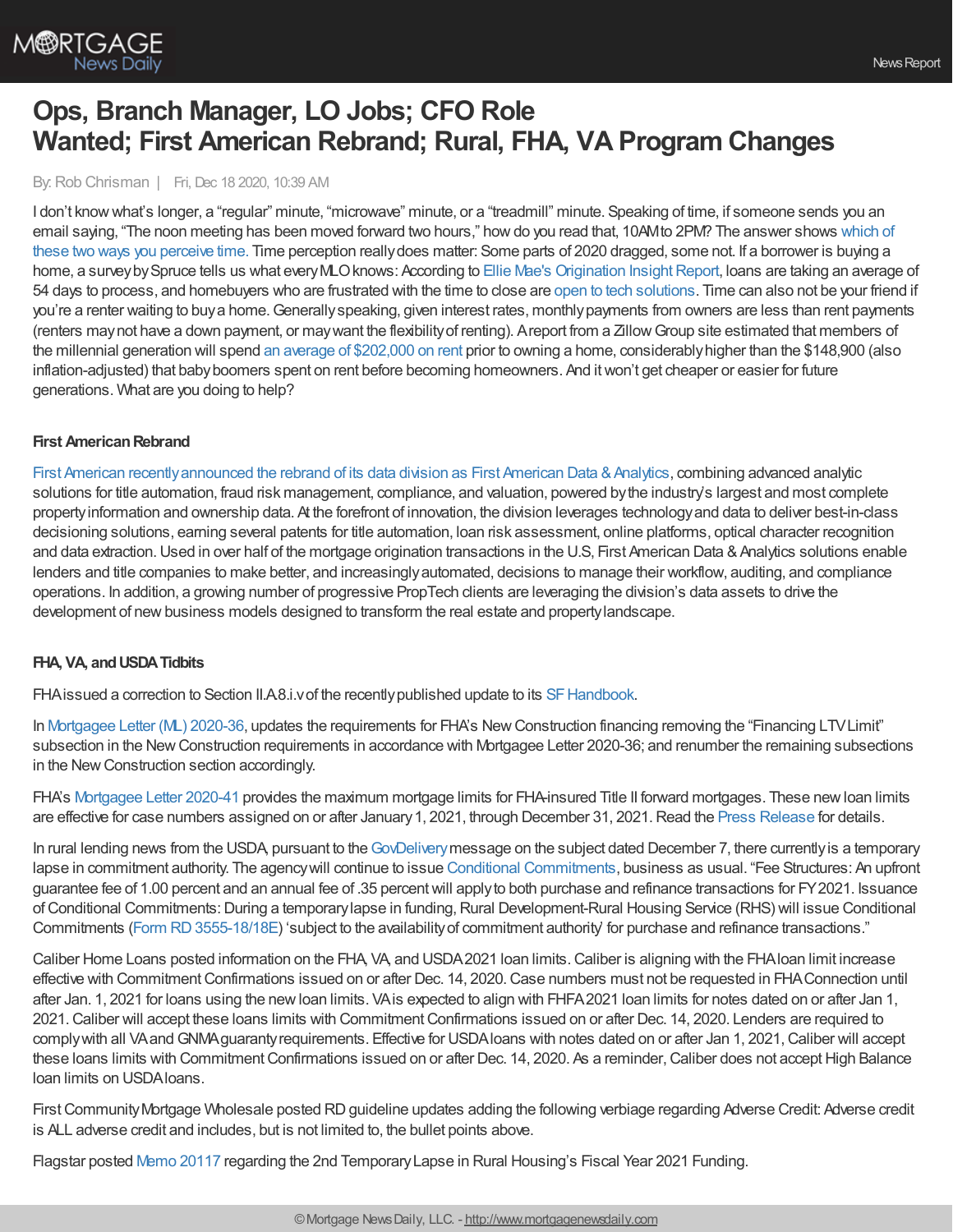# Ops, Branch Manager, LO Jobs; CFO Role Wanted; First American Rebrand; Rural, FHA, VA Program Changes

By: Rob Chrisman | Fri, Dec 18 2020, 10:39 AM

I don't know what's longer, a "regular" minute, "microwave" minute, or a "treadmill" minute. Speaking of time, if someone sends you an email saying, "The noon meeting has been moved forward two hours," how do you read that, 10AM to 2PM? The answer shows which of these two ways you perceive time. Time perception really does matter: Some parts of 2020 dragged, some not. If a borrower is buying a home, a survey by Spruce tells us what every MLO knows: According to Ellie Mae's Origination Insight Report, loans are taking an average of 54 days to process, and homebuyers who are frustrated with the time to close are open to tech solutions. Time can also not be your friend if you're a renter waiting to buy a home. Generally speaking, given interest rates, monthly payments from owners are less than rent payments (renters may not have a down payment, or may want the flexibility of renting). A report from a Zillow Group site estimated that members of the millennial generation will spend an average of $202,000 on rent prior to owning a home, considerably higher than the $148,900 (also inflation-adjusted) that baby boomers spent on rent before becoming homeowners. And it won't get cheaper or easier for future generations. What are you doing to help?

**First American Rebrand**

First American recently announced the rebrand of its data division as First American Data & Analytics, combining advanced analytic solutions for title automation, fraud risk management, compliance, and valuation, powered by the industry's largest and most complete property information and ownership data. At the forefront of innovation, the division leverages technology and data to deliver best-in-class decisioning solutions, earning several patents for title automation, loan risk assessment, online platforms, optical character recognition and data extraction. Used in over half of the mortgage origination transactions in the U.S, First American Data & Analytics solutions enable lenders and title companies to make better, and increasingly automated, decisions to manage their workflow, auditing, and compliance operations. In addition, a growing number of progressive PropTech clients are leveraging the division's data assets to drive the development of new business models designed to transform the real estate and property landscape.

**FHA, VA, and USDA Tidbits**

FHA issued a correction to Section II.A.8.i.v of the recently published update to its SF Handbook.

In Mortgagee Letter (ML) 2020-36, updates the requirements for FHA's New Construction financing removing the "Financing LTV Limit" subsection in the New Construction requirements in accordance with Mortgagee Letter 2020-36; and renumber the remaining subsections in the New Construction section accordingly.

FHA's Mortgagee Letter 2020-41 provides the maximum mortgage limits for FHA-insured Title II forward mortgages. These new loan limits are effective for case numbers assigned on or after January 1, 2021, through December 31, 2021. Read the Press Release for details.

In rural lending news from the USDA, pursuant to the GovDelivery message on the subject dated December 7, there currently is a temporary lapse in commitment authority. The agency will continue to issue Conditional Commitments, business as usual. "Fee Structures: An upfront guarantee fee of 1.00 percent and an annual fee of .35 percent will apply to both purchase and refinance transactions for FY2021. Issuance of Conditional Commitments: During a temporary lapse in funding, Rural Development-Rural Housing Service (RHS) will issue Conditional Commitments (Form RD 3555-18/18E) 'subject to the availability of commitment authority' for purchase and refinance transactions."

Caliber Home Loans posted information on the FHA, VA, and USDA 2021 loan limits. Caliber is aligning with the FHA loan limit increase effective with Commitment Confirmations issued on or after Dec. 14, 2020. Case numbers must not be requested in FHA Connection until after Jan. 1, 2021 for loans using the new loan limits. VA is expected to align with FHFA 2021 loan limits for notes dated on or after Jan 1, 2021. Caliber will accept these loans limits with Commitment Confirmations issued on or after Dec. 14, 2020. Lenders are required to comply with all VA and GNMA guaranty requirements. Effective for USDA loans with notes dated on or after Jan 1, 2021, Caliber will accept these loans limits with Commitment Confirmations issued on or after Dec. 14, 2020. As a reminder, Caliber does not accept High Balance loan limits on USDA loans.

First Community Mortgage Wholesale posted RD guideline updates adding the following verbiage regarding Adverse Credit: Adverse credit is ALL adverse credit and includes, but is not limited to, the bullet points above.

Flagstar posted Memo 20117 regarding the 2nd Temporary Lapse in Rural Housing's Fiscal Year 2021 Funding.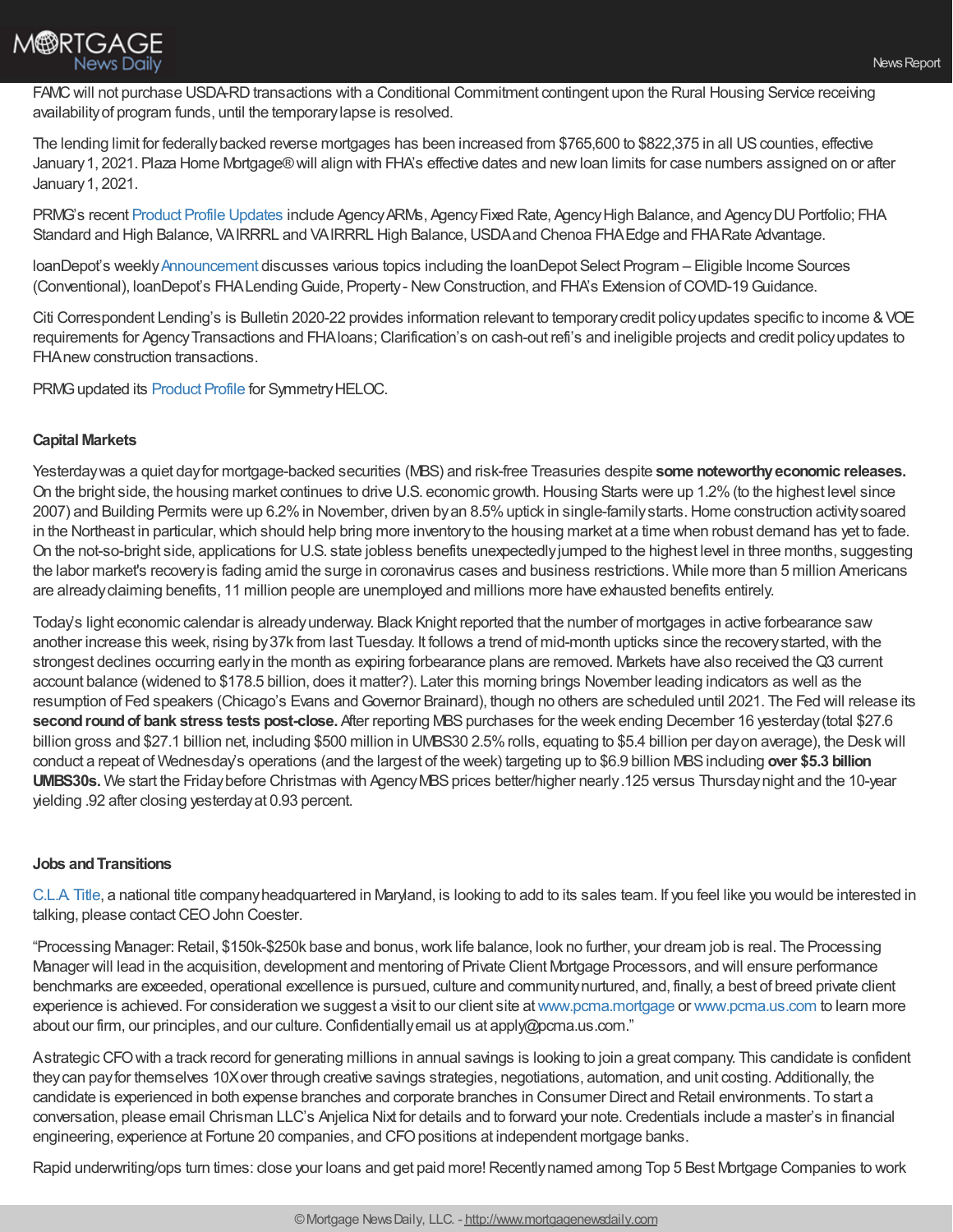FAMC will not purchase USDA-RD transactions with a Conditional Commitment contingent upon the Rural Housing Service receiving availability of program funds, until the temporary lapse is resolved.

The lending limit for federally backed reverse mortgages has been increased from $765,600 to $822,375 in all US counties, effective January 1, 2021. Plaza Home Mortgage® will align with FHA's effective dates and new loan limits for case numbers assigned on or after January 1, 2021.

PRMG's recent Product Profile Updates include Agency ARMs, Agency Fixed Rate, Agency High Balance, and Agency DU Portfolio; FHA Standard and High Balance, VA IRRRL and VA IRRRL High Balance, USDA and Chenoa FHA Edge and FHA Rate Advantage.

loanDepot's weekly Announcement discusses various topics including the loanDepot Select Program – Eligible Income Sources (Conventional), loanDepot's FHA Lending Guide, Property - New Construction, and FHA's Extension of COVID-19 Guidance.

Citi Correspondent Lending's is Bulletin 2020-22 provides information relevant to temporary credit policy updates specific to income & VOE requirements for Agency Transactions and FHA loans; Clarification's on cash-out refi's and ineligible projects and credit policy updates to FHA new construction transactions.

PRMG updated its Product Profile for Symmetry HELOC.

**Capital Markets**

Yesterday was a quiet day for mortgage-backed securities (MBS) and risk-free Treasuries despite **some noteworthy economic releases.** On the bright side, the housing market continues to drive U.S. economic growth. Housing Starts were up 1.2% (to the highest level since 2007) and Building Permits were up 6.2% in November, driven by an 8.5% uptick in single-family starts. Home construction activity soared in the Northeast in particular, which should help bring more inventory to the housing market at a time when robust demand has yet to fade. On the not-so-bright side, applications for U.S. state jobless benefits unexpectedly jumped to the highest level in three months, suggesting the labor market's recovery is fading amid the surge in coronavirus cases and business restrictions. While more than 5 million Americans are already claiming benefits, 11 million people are unemployed and millions more have exhausted benefits entirely.

Today's light economic calendar is already underway. Black Knight reported that the number of mortgages in active forbearance saw another increase this week, rising by 37k from last Tuesday. It follows a trend of mid-month upticks since the recovery started, with the strongest declines occurring early in the month as expiring forbearance plans are removed. Markets have also received the Q3 current account balance (widened to $178.5 billion, does it matter?). Later this morning brings November leading indicators as well as the resumption of Fed speakers (Chicago's Evans and Governor Brainard), though no others are scheduled until 2021. The Fed will release its **second round of bank stress tests post-close.** After reporting MBS purchases for the week ending December 16 yesterday (total $27.6 billion gross and $27.1 billion net, including $500 million in UMBS30 2.5% rolls, equating to $5.4 billion per day on average), the Desk will conduct a repeat of Wednesday's operations (and the largest of the week) targeting up to $6.9 billion MBS including **over $5.3 billion UMBS30s.** We start the Friday before Christmas with Agency MBS prices better/higher nearly .125 versus Thursday night and the 10-year yielding .92 after closing yesterday at 0.93 percent.

**Jobs and Transitions**

C.L.A. Title, a national title company headquartered in Maryland, is looking to add to its sales team. If you feel like you would be interested in talking, please contact CEO John Coester.

"Processing Manager: Retail, $150k-$250k base and bonus, work life balance, look no further, your dream job is real. The Processing Manager will lead in the acquisition, development and mentoring of Private Client Mortgage Processors, and will ensure performance benchmarks are exceeded, operational excellence is pursued, culture and community nurtured, and, finally, a best of breed private client experience is achieved. For consideration we suggest a visit to our client site at www.pcma.mortgage or www.pcma.us.com to learn more about our firm, our principles, and our culture. Confidentially email us at apply@pcma.us.com."

A strategic CFO with a track record for generating millions in annual savings is looking to join a great company. This candidate is confident they can pay for themselves 10X over through creative savings strategies, negotiations, automation, and unit costing. Additionally, the candidate is experienced in both expense branches and corporate branches in Consumer Direct and Retail environments. To start a conversation, please email Chrisman LLC's Anjelica Nixt for details and to forward your note. Credentials include a master's in financial engineering, experience at Fortune 20 companies, and CFO positions at independent mortgage banks.

Rapid underwriting/ops turn times: close your loans and get paid more! Recently named among Top 5 Best Mortgage Companies to work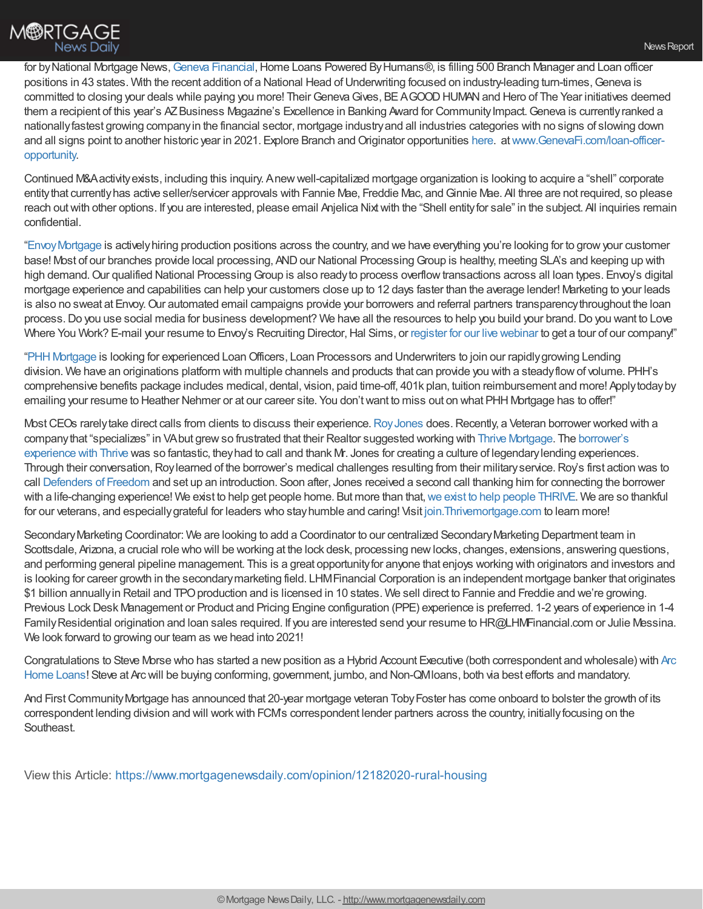for by National Mortgage News, Geneva Financial, Home Loans Powered By Humans®, is filling 500 Branch Manager and Loan officer positions in 43 states. With the recent addition of a National Head of Underwriting focused on industry-leading turn-times, Geneva is committed to closing your deals while paying you more! Their Geneva Gives, BE A GOOD HUMAN and Hero of The Year initiatives deemed them a recipient of this year's AZ Business Magazine's Excellence in Banking Award for Community Impact. Geneva is currently ranked a nationally fastest growing company in the financial sector, mortgage industry and all industries categories with no signs of slowing down and all signs point to another historic year in 2021. Explore Branch and Originator opportunities here. at www.GenevaFi.com/loan-officer-opportunity.

Continued M&A activity exists, including this inquiry. A new well-capitalized mortgage organization is looking to acquire a "shell" corporate entity that currently has active seller/servicer approvals with Fannie Mae, Freddie Mac, and Ginnie Mae. All three are not required, so please reach out with other options. If you are interested, please email Anjelica Nixt with the "Shell entity for sale" in the subject. All inquiries remain confidential.

"Envoy Mortgage is actively hiring production positions across the country, and we have everything you're looking for to grow your customer base! Most of our branches provide local processing, AND our National Processing Group is healthy, meeting SLA's and keeping up with high demand. Our qualified National Processing Group is also ready to process overflow transactions across all loan types. Envoy's digital mortgage experience and capabilities can help your customers close up to 12 days faster than the average lender! Marketing to your leads is also no sweat at Envoy. Our automated email campaigns provide your borrowers and referral partners transparency throughout the loan process. Do you use social media for business development? We have all the resources to help you build your brand. Do you want to Love Where You Work? E-mail your resume to Envoy's Recruiting Director, Hal Sims, or register for our live webinar to get a tour of our company!"

"PHH Mortgage is looking for experienced Loan Officers, Loan Processors and Underwriters to join our rapidly growing Lending division. We have an originations platform with multiple channels and products that can provide you with a steady flow of volume. PHH's comprehensive benefits package includes medical, dental, vision, paid time-off, 401k plan, tuition reimbursement and more! Apply today by emailing your resume to Heather Nehmer or at our career site. You don't want to miss out on what PHH Mortgage has to offer!"

Most CEOs rarely take direct calls from clients to discuss their experience. Roy Jones does. Recently, a Veteran borrower worked with a company that "specializes" in VA but grew so frustrated that their Realtor suggested working with Thrive Mortgage. The borrower's experience with Thrive was so fantastic, they had to call and thank Mr. Jones for creating a culture of legendary lending experiences. Through their conversation, Roy learned of the borrower's medical challenges resulting from their military service. Roy's first action was to call Defenders of Freedom and set up an introduction. Soon after, Jones received a second call thanking him for connecting the borrower with a life-changing experience! We exist to help get people home. But more than that, we exist to help people THRIVE. We are so thankful for our veterans, and especially grateful for leaders who stay humble and caring! Visit join.Thrivemortgage.com to learn more!

Secondary Marketing Coordinator: We are looking to add a Coordinator to our centralized Secondary Marketing Department team in Scottsdale, Arizona, a crucial role who will be working at the lock desk, processing new locks, changes, extensions, answering questions, and performing general pipeline management. This is a great opportunity for anyone that enjoys working with originators and investors and is looking for career growth in the secondary marketing field. LHM Financial Corporation is an independent mortgage banker that originates $1 billion annually in Retail and TPO production and is licensed in 10 states. We sell direct to Fannie and Freddie and we're growing. Previous Lock Desk Management or Product and Pricing Engine configuration (PPE) experience is preferred. 1-2 years of experience in 1-4 Family Residential origination and loan sales required. If you are interested send your resume to HR@LHMFinancial.com or Julie Messina. We look forward to growing our team as we head into 2021!

Congratulations to Steve Morse who has started a new position as a Hybrid Account Executive (both correspondent and wholesale) with Arc Home Loans! Steve at Arc will be buying conforming, government, jumbo, and Non-QM loans, both via best efforts and mandatory.

And First Community Mortgage has announced that 20-year mortgage veteran Toby Foster has come onboard to bolster the growth of its correspondent lending division and will work with FCM's correspondent lender partners across the country, initially focusing on the Southeast.

View this Article: https://www.mortgagenewsdaily.com/opinion/12182020-rural-housing